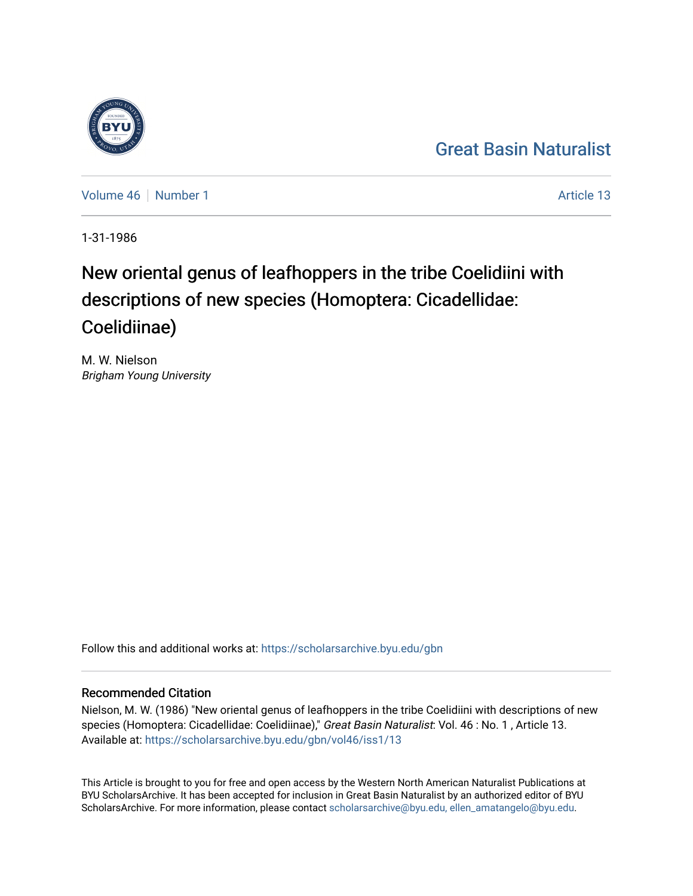Great Basin Naturalist

Volume 46 | Number 1 | Article 13

1-31-1986

# New oriental genus of leafhoppers in the tribe Coelidiini with descriptions of new species (Homoptera: Cicadellidae: Coelidiinae)

M. W. Nielson
*Brigham Young University*

Follow this and additional works at: https://scholarsarchive.byu.edu/gbn

## Recommended Citation

Nielson, M. W. (1986) "New oriental genus of leafhoppers in the tribe Coelidiini with descriptions of new species (Homoptera: Cicadellidae: Coelidiinae)," *Great Basin Naturalist*: Vol. 46 : No. 1 , Article 13.
Available at: https://scholarsarchive.byu.edu/gbn/vol46/iss1/13

This Article is brought to you for free and open access by the Western North American Naturalist Publications at BYU ScholarsArchive. It has been accepted for inclusion in Great Basin Naturalist by an authorized editor of BYU ScholarsArchive. For more information, please contact scholarsarchive@byu.edu, ellen_amatangelo@byu.edu.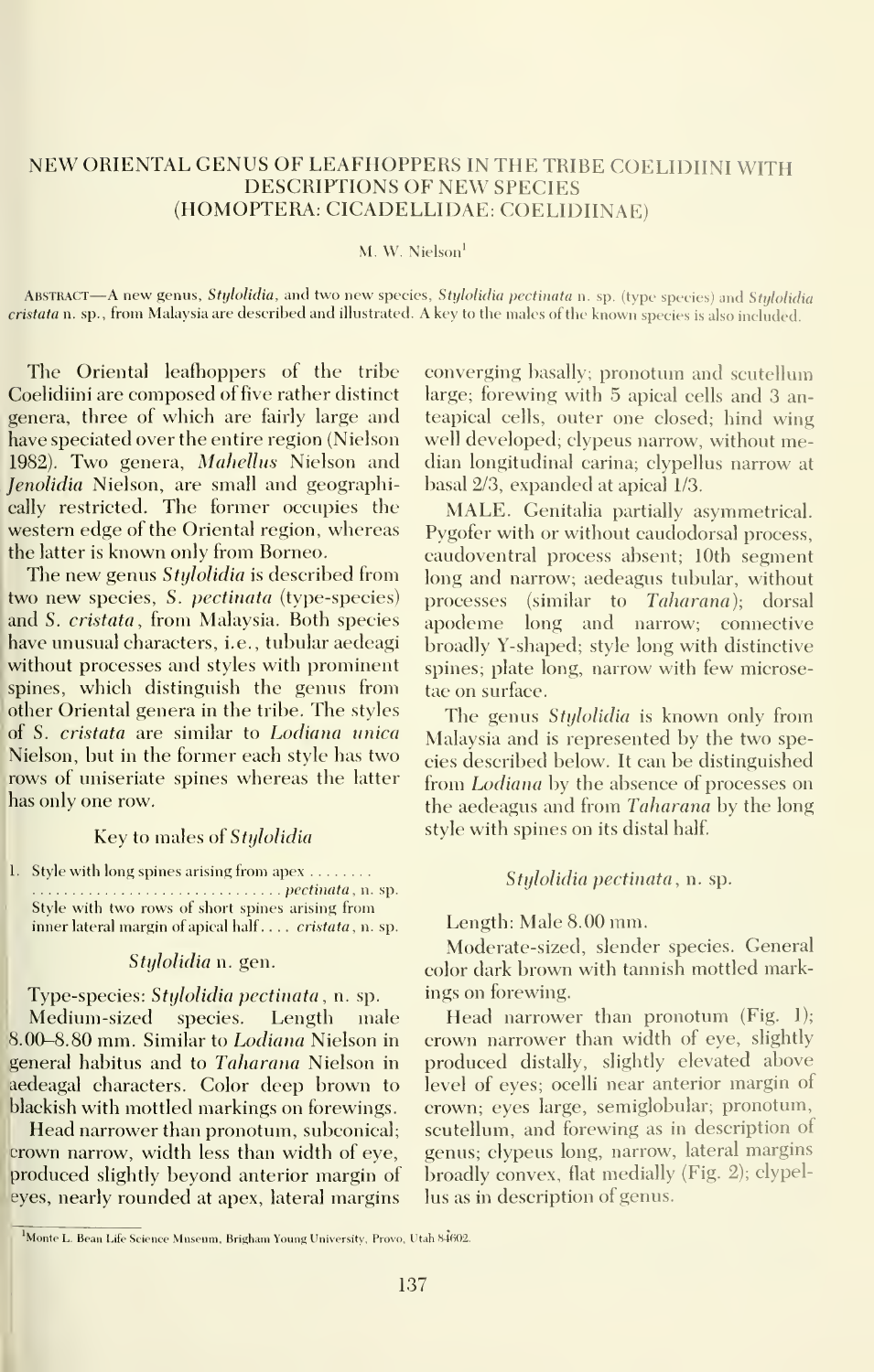# NEW ORIENTAL GENUS OF LEAFHOPPERS IN THE TRIBE COELIDIINI WITH DESCRIPTIONS OF NEW SPECIES (HOMOPTERA: CICADELLIDAE: COELIDIINAE)

M. W. Nielson[1]

ABSTRACT—A new genus, *Stylolidia*, and two new species, *Stylolidia pectinata* n. sp. (type species) and *Stylolidia cristata* n. sp., from Malaysia are described and illustrated. A key to the males of the known species is also included.

The Oriental leafhoppers of the tribe Coelidiini are composed of five rather distinct genera, three of which are fairly large and have speciated over the entire region (Nielson 1982). Two genera, *Mahellus* Nielson and *Jenolidia* Nielson, are small and geographically restricted. The former occupies the western edge of the Oriental region, whereas the latter is known only from Borneo.

The new genus *Stylolidia* is described from two new species, *S. pectinata* (type-species) and *S. cristata*, from Malaysia. Both species have unusual characters, i.e., tubular aedeagi without processes and styles with prominent spines, which distinguish the genus from other Oriental genera in the tribe. The styles of *S. cristata* are similar to *Lodiana unica* Nielson, but in the former each style has two rows of uniseriate spines whereas the latter has only one row.

## Key to males of *Stylolidia*

1. Style with long spines arising from apex ........ *pectinata*, n. sp.
   Style with two rows of short spines arising from inner lateral margin of apical half.... *cristata*, n. sp.

## *Stylolidia* n. gen.

Type-species: *Stylolidia pectinata*, n. sp.

Medium-sized species. Length male 8.00–8.80 mm. Similar to *Lodiana* Nielson in general habitus and to *Taharana* Nielson in aedeagal characters. Color deep brown to blackish with mottled markings on forewings.

Head narrower than pronotum, subconical; crown narrow, width less than width of eye, produced slightly beyond anterior margin of eyes, nearly rounded at apex, lateral margins converging basally; pronotum and scutellum large; forewing with 5 apical cells and 3 anteapical cells, outer one closed; hind wing well developed; clypeus narrow, without median longitudinal carina; clypellus narrow at basal 2/3, expanded at apical 1/3.

MALE. Genitalia partially asymmetrical. Pygofer with or without caudodorsal process, caudoventral process absent; 10th segment long and narrow; aedeagus tubular, without processes (similar to *Taharana*); dorsal apodeme long and narrow; connective broadly Y-shaped; style long with distinctive spines; plate long, narrow with few microsetae on surface.

The genus *Stylolidia* is known only from Malaysia and is represented by the two species described below. It can be distinguished from *Lodiana* by the absence of processes on the aedeagus and from *Taharana* by the long style with spines on its distal half.

### *Stylolidia pectinata*, n. sp.

Length: Male 8.00 mm.

Moderate-sized, slender species. General color dark brown with tannish mottled markings on forewing.

Head narrower than pronotum (Fig. 1); crown narrower than width of eye, slightly produced distally, slightly elevated above level of eyes; ocelli near anterior margin of crown; eyes large, semiglobular; pronotum, scutellum, and forewing as in description of genus; clypeus long, narrow, lateral margins broadly convex, flat medially (Fig. 2); clypellus as in description of genus.

[1]Monte L. Bean Life Science Museum, Brigham Young University, Provo, Utah 84602.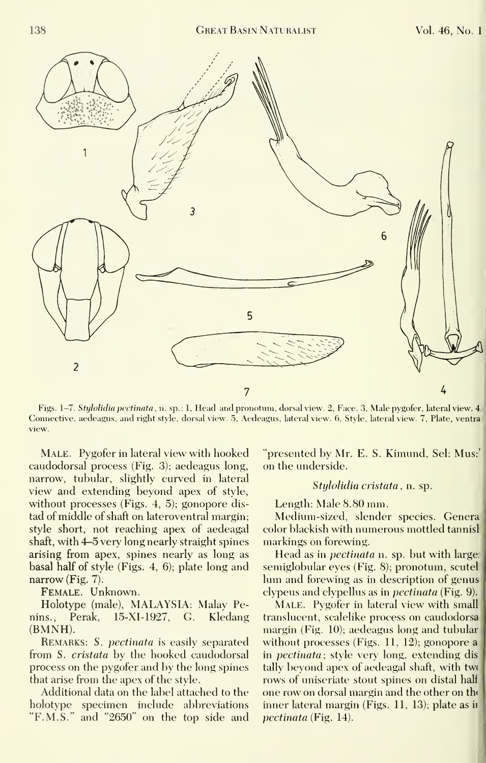Figs. 1–7. *Stylolidia pectinata*, n. sp.: 1, Head and pronotum, dorsal view. 2, Face. 3, Male pygofer, lateral view. 4, Connective, aedeagus, and right style, dorsal view. 5, Aedeagus, lateral view. 6, Style, lateral view. 7, Plate, ventral view.

MALE. Pygofer in lateral view with hooked caudodorsal process (Fig. 3); aedeagus long, narrow, tubular, slightly curved in lateral view and extending beyond apex of style, without processes (Figs. 4, 5); gonopore distad of middle of shaft on lateroventral margin; style short, not reaching apex of aedeagal shaft, with 4–5 very long nearly straight spines arising from apex, spines nearly as long as basal half of style (Figs. 4, 6); plate long and narrow (Fig. 7).

FEMALE. Unknown.

Holotype (male), MALAYSIA: Malay Penins., Perak, 15-XI-1927, G. Kledang (BMNH).

REMARKS: *S. pectinata* is easily separated from *S. cristata* by the hooked caudodorsal process on the pygofer and by the long spines that arise from the apex of the style.

Additional data on the label attached to the holotype specimen include abbreviations "F.M.S." and "2650" on the top side and "presented by Mr. E. S. Kimund, Sel: Mus:" on the underside.

### *Stylolidia cristata*, n. sp.

Length: Male 8.80 mm.

Medium-sized, slender species. General color blackish with numerous mottled tannish markings on forewing.

Head as in *pectinata* n. sp. but with larger semiglobular eyes (Fig. 8); pronotum, scutellum and forewing as in description of genus; clypeus and clypellus as in *pectinata* (Fig. 9).

MALE. Pygofer in lateral view with small translucent, scalelike process on caudodorsal margin (Fig. 10); aedeagus long and tubular without processes (Figs. 11, 12); gonopore as in *pectinata*; style very long, extending distally beyond apex of aedeagal shaft, with two rows of uniseriate stout spines on distal half, one row on dorsal margin and the other on the inner lateral margin (Figs. 11, 13); plate as in *pectinata* (Fig. 14).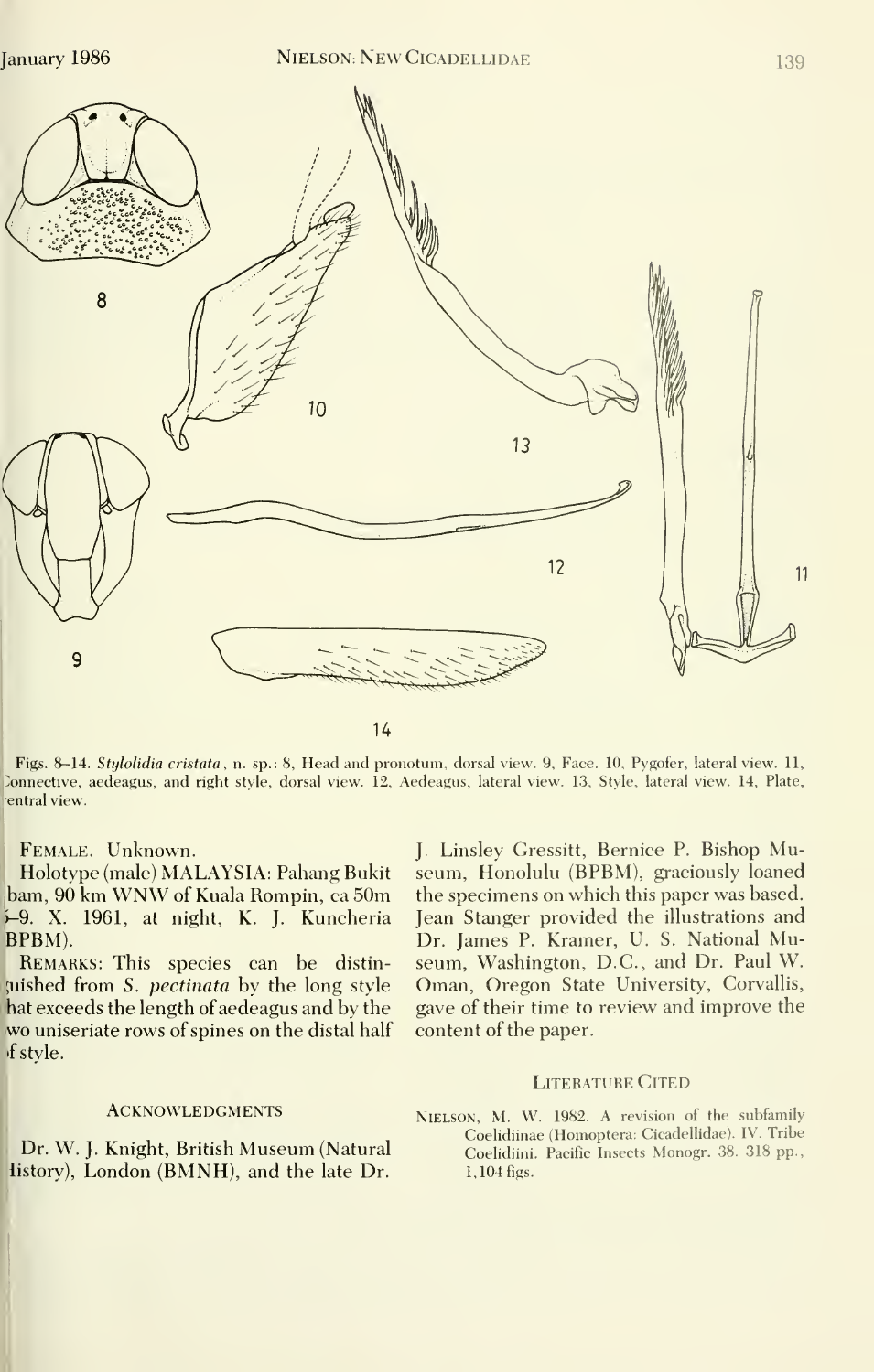8

10

13

12

11

9

14

Figs. 8–14. *Stylolidia cristata*, n. sp.: 8, Head and pronotum, dorsal view. 9, Face. 10, Pygofer, lateral view. 11, Connective, aedeagus, and right style, dorsal view. 12, Aedeagus, lateral view. 13, Style, lateral view. 14, Plate, ventral view.

FEMALE. Unknown.

Holotype (male) MALAYSIA: Pahang Bukit bam, 90 km WNW of Kuala Rompin, ca 50m 5–9. X. 1961, at night, K. J. Kuncheria (BPBM).

REMARKS: This species can be distinguished from *S. pectinata* by the long style that exceeds the length of aedeagus and by the two uniseriate rows of spines on the distal half of style.

## ACKNOWLEDGMENTS

Dr. W. J. Knight, British Museum (Natural History), London (BMNH), and the late Dr. J. Linsley Gressitt, Bernice P. Bishop Museum, Honolulu (BPBM), graciously loaned the specimens on which this paper was based. Jean Stanger provided the illustrations and Dr. James P. Kramer, U. S. National Museum, Washington, D.C., and Dr. Paul W. Oman, Oregon State University, Corvallis, gave of their time to review and improve the content of the paper.

## LITERATURE CITED

NIELSON, M. W. 1982. A revision of the subfamily Coelidiinae (Homoptera: Cicadellidae). IV. Tribe Coelidiini. Pacific Insects Monogr. 38. 318 pp., 1,104 figs.